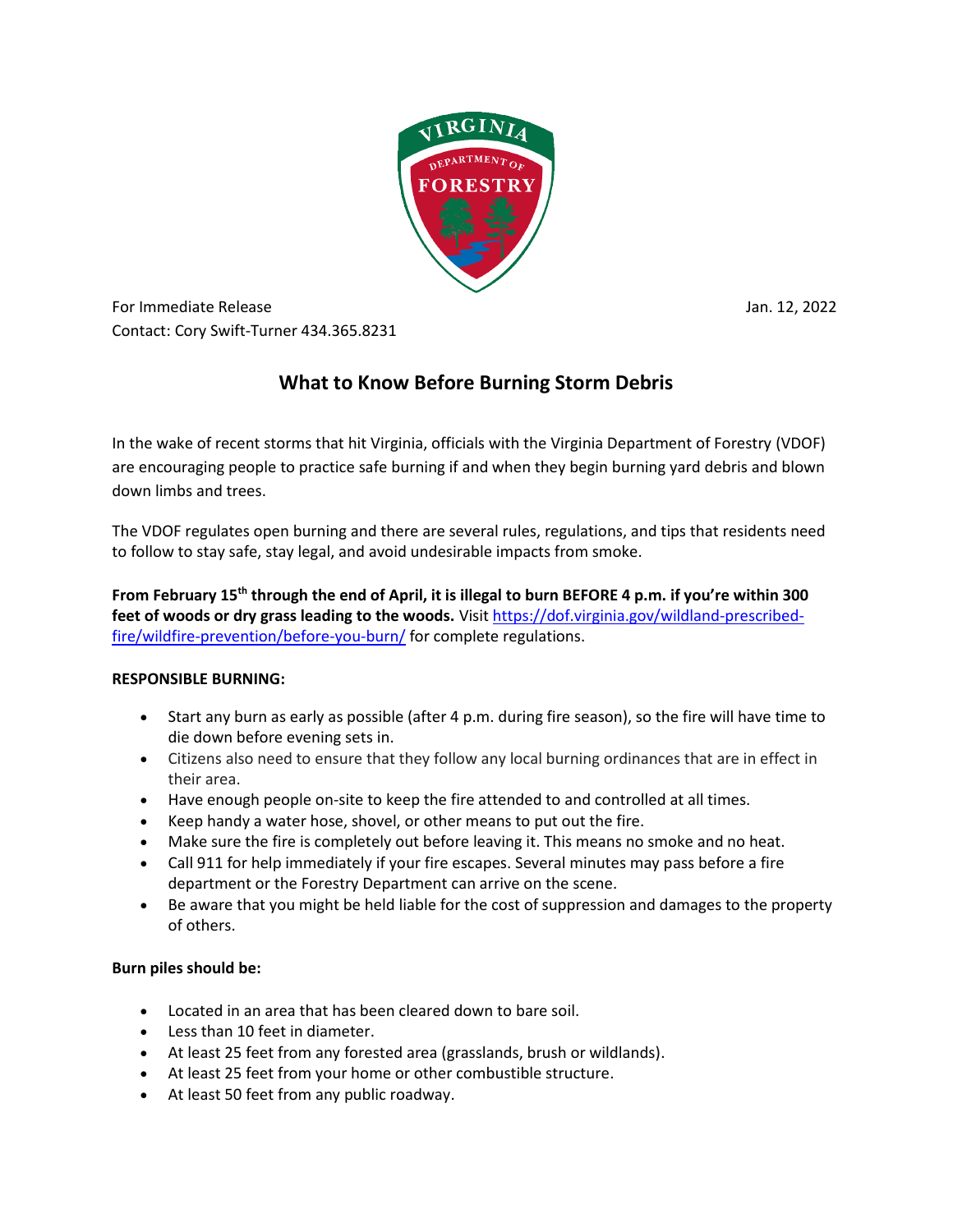For Immediate Release

Jan. 12, 2022

Contact: Cory Swift-Turner 434.365.8231

# What to Know Before Burning Storm Debris

In the wake of recent storms that hit Virginia, officials with the Virginia Department of Forestry (VDOF) are encouraging people to practice safe burning if and when they begin burning yard debris and blown down limbs and trees.

The VDOF regulates open burning and there are several rules, regulations, and tips that residents need to follow to stay safe, stay legal, and avoid undesirable impacts from smoke.

**From February 15th through the end of April, it is illegal to burn BEFORE 4 p.m. if you're within 300 feet of woods or dry grass leading to the woods.** Visit https://dof.virginia.gov/wildland-prescribed-fire/wildfire-prevention/before-you-burn/ for complete regulations.

**RESPONSIBLE BURNING:**

- Start any burn as early as possible (after 4 p.m. during fire season), so the fire will have time to die down before evening sets in.
- Citizens also need to ensure that they follow any local burning ordinances that are in effect in their area.
- Have enough people on-site to keep the fire attended to and controlled at all times.
- Keep handy a water hose, shovel, or other means to put out the fire.
- Make sure the fire is completely out before leaving it. This means no smoke and no heat.
- Call 911 for help immediately if your fire escapes. Several minutes may pass before a fire department or the Forestry Department can arrive on the scene.
- Be aware that you might be held liable for the cost of suppression and damages to the property of others.

**Burn piles should be:**

- Located in an area that has been cleared down to bare soil.
- Less than 10 feet in diameter.
- At least 25 feet from any forested area (grasslands, brush or wildlands).
- At least 25 feet from your home or other combustible structure.
- At least 50 feet from any public roadway.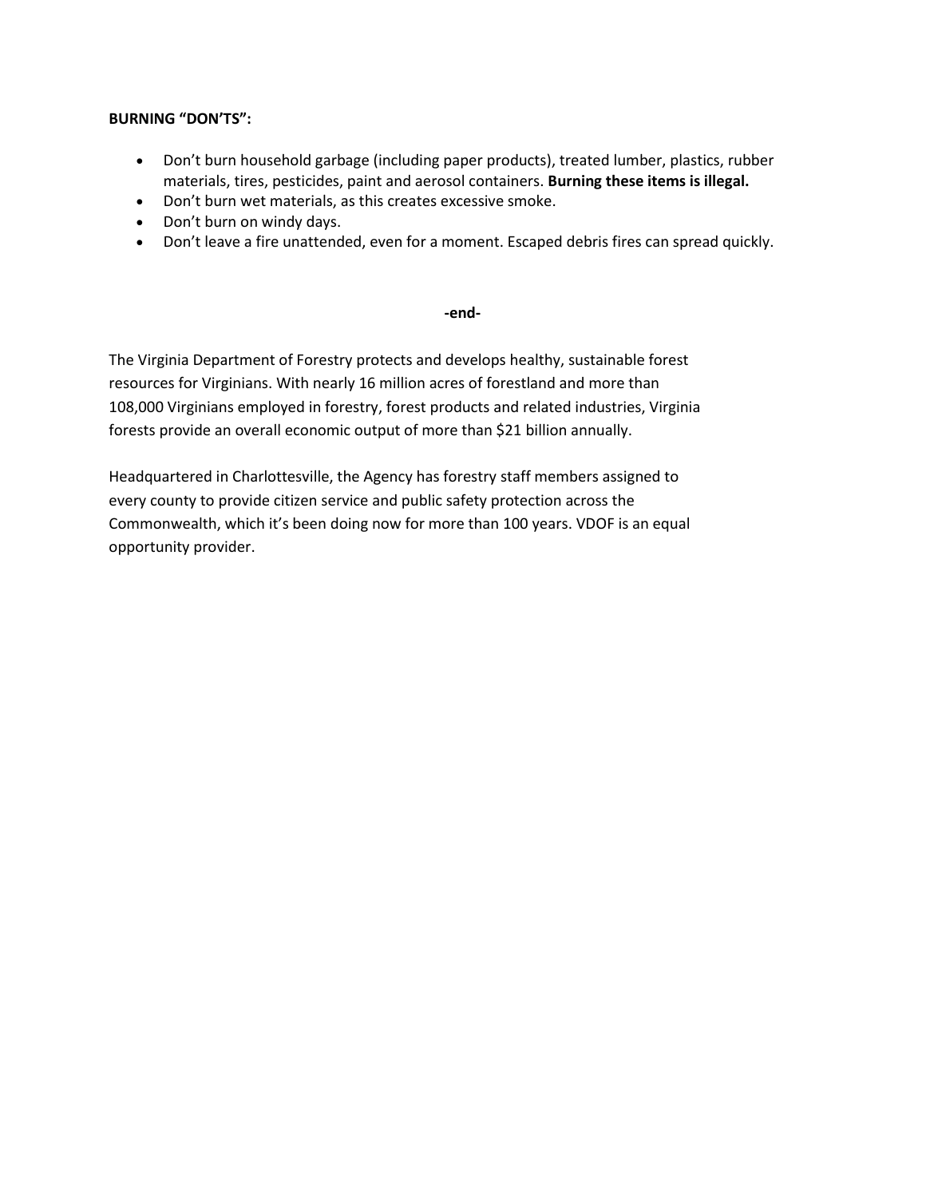**BURNING "DON'TS":**

- Don't burn household garbage (including paper products), treated lumber, plastics, rubber materials, tires, pesticides, paint and aerosol containers. **Burning these items is illegal.**
- Don't burn wet materials, as this creates excessive smoke.
- Don't burn on windy days.
- Don't leave a fire unattended, even for a moment. Escaped debris fires can spread quickly.

**-end-**

The Virginia Department of Forestry protects and develops healthy, sustainable forest resources for Virginians. With nearly 16 million acres of forestland and more than 108,000 Virginians employed in forestry, forest products and related industries, Virginia forests provide an overall economic output of more than $21 billion annually.

Headquartered in Charlottesville, the Agency has forestry staff members assigned to every county to provide citizen service and public safety protection across the Commonwealth, which it's been doing now for more than 100 years. VDOF is an equal opportunity provider.